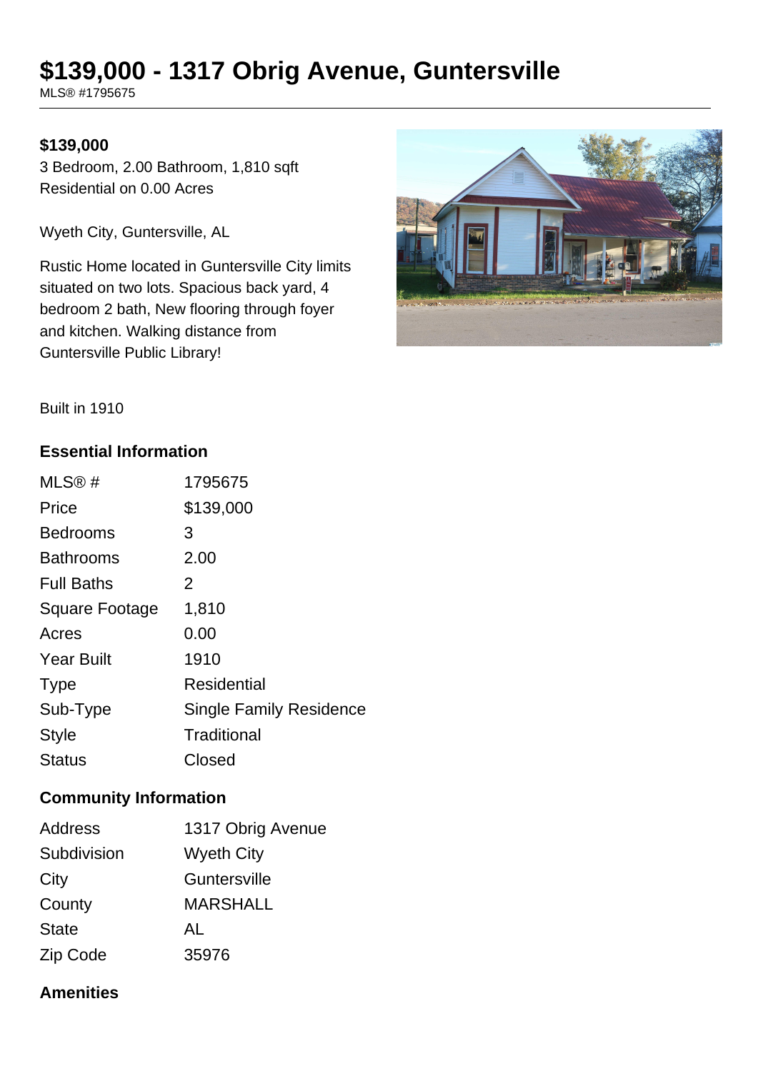# $139,000 - 1317 Obrig Avenue, Guntersville

MLS® #1795675

**$139,000**

3 Bedroom, 2.00 Bathroom, 1,810 sqft
Residential on 0.00 Acres

Wyeth City, Guntersville, AL

Rustic Home located in Guntersville City limits situated on two lots. Spacious back yard, 4 bedroom 2 bath, New flooring through foyer and kitchen. Walking distance from Guntersville Public Library!

Built in 1910

## Essential Information

| | |
|---|---|
| MLS® # | 1795675 |
| Price | $139,000 |
| Bedrooms | 3 |
| Bathrooms | 2.00 |
| Full Baths | 2 |
| Square Footage | 1,810 |
| Acres | 0.00 |
| Year Built | 1910 |
| Type | Residential |
| Sub-Type | Single Family Residence |
| Style | Traditional |
| Status | Closed |

## Community Information

| | |
|---|---|
| Address | 1317 Obrig Avenue |
| Subdivision | Wyeth City |
| City | Guntersville |
| County | MARSHALL |
| State | AL |
| Zip Code | 35976 |

## Amenities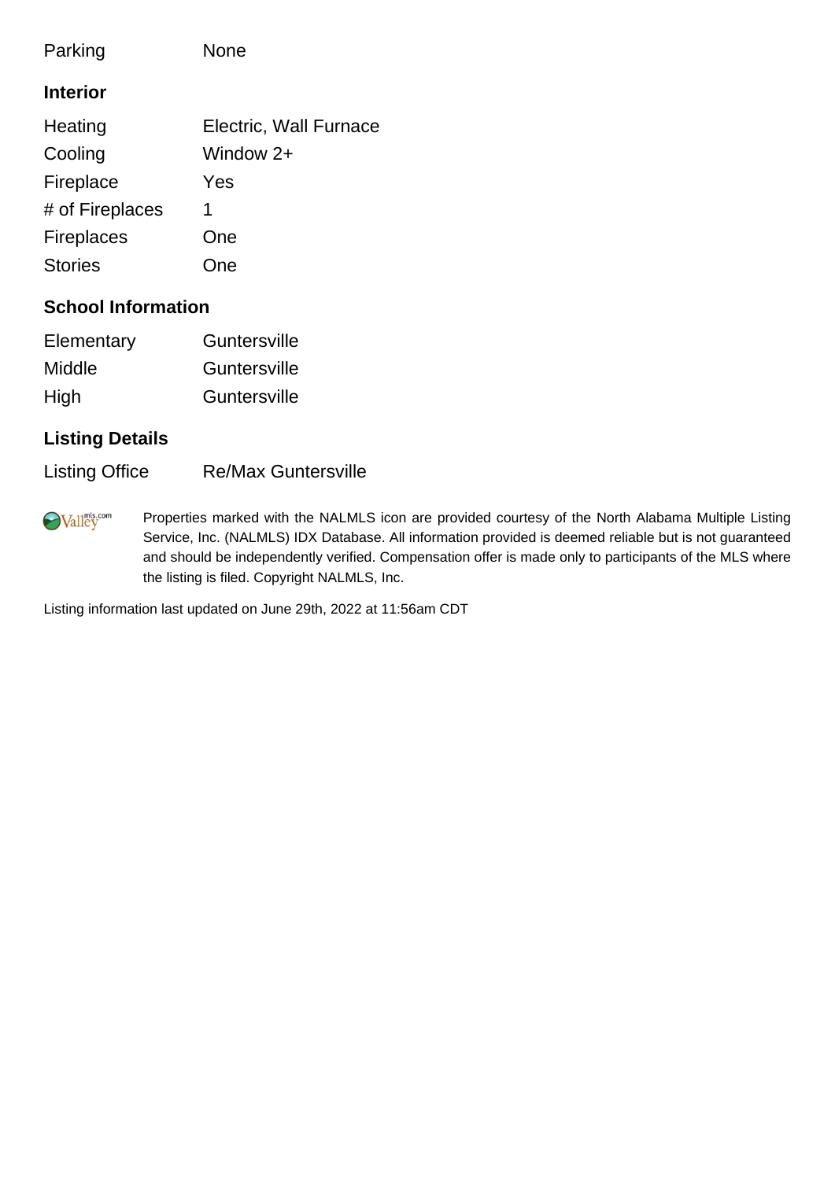| | |
|---|---|
| Parking | None |

### Interior

| | |
|---|---|
| Heating | Electric, Wall Furnace |
| Cooling | Window 2+ |
| Fireplace | Yes |
| # of Fireplaces | 1 |
| Fireplaces | One |
| Stories | One |

### School Information

| | |
|---|---|
| Elementary | Guntersville |
| Middle | Guntersville |
| High | Guntersville |

### Listing Details

| | |
|---|---|
| Listing Office | Re/Max Guntersville |

Properties marked with the NALMLS icon are provided courtesy of the North Alabama Multiple Listing Service, Inc. (NALMLS) IDX Database. All information provided is deemed reliable but is not guaranteed and should be independently verified. Compensation offer is made only to participants of the MLS where the listing is filed. Copyright NALMLS, Inc.

Listing information last updated on June 29th, 2022 at 11:56am CDT